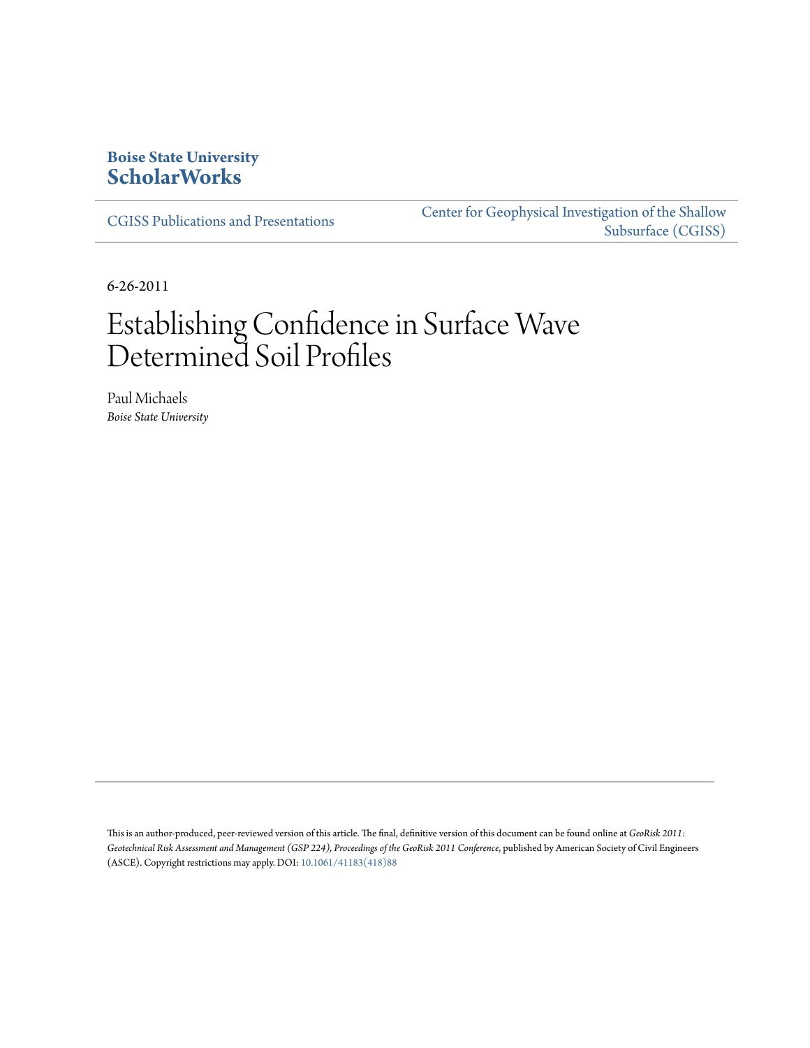**Boise State University**
**ScholarWorks**

CGISS Publications and Presentations

Center for Geophysical Investigation of the Shallow Subsurface (CGISS)

6-26-2011

# Establishing Confidence in Surface Wave Determined Soil Profiles

Paul Michaels
*Boise State University*

This is an author-produced, peer-reviewed version of this article. The final, definitive version of this document can be found online at *GeoRisk 2011: Geotechnical Risk Assessment and Management (GSP 224), Proceedings of the GeoRisk 2011 Conference*, published by American Society of Civil Engineers (ASCE). Copyright restrictions may apply. DOI: 10.1061/41183(418)88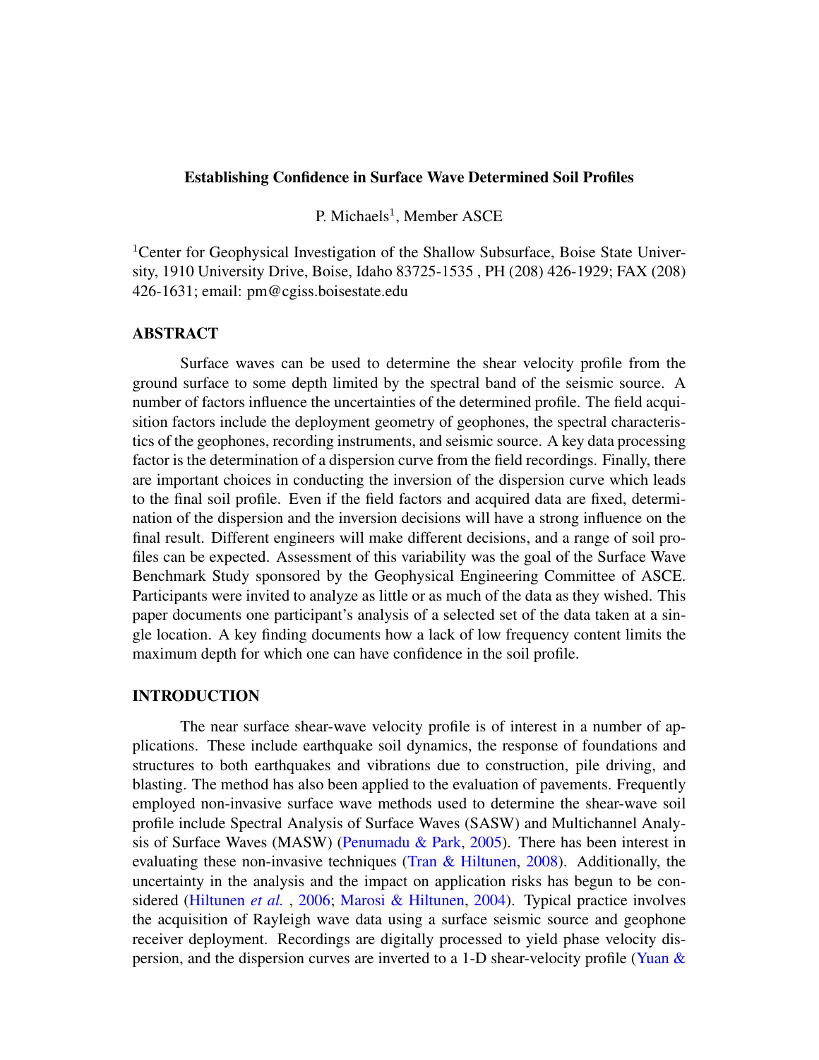**Establishing Confidence in Surface Wave Determined Soil Profiles**

P. Michaels[1], Member ASCE

[1]Center for Geophysical Investigation of the Shallow Subsurface, Boise State University, 1910 University Drive, Boise, Idaho 83725-1535 , PH (208) 426-1929; FAX (208) 426-1631; email: pm@cgiss.boisestate.edu

## ABSTRACT

Surface waves can be used to determine the shear velocity profile from the ground surface to some depth limited by the spectral band of the seismic source. A number of factors influence the uncertainties of the determined profile. The field acquisition factors include the deployment geometry of geophones, the spectral characteristics of the geophones, recording instruments, and seismic source. A key data processing factor is the determination of a dispersion curve from the field recordings. Finally, there are important choices in conducting the inversion of the dispersion curve which leads to the final soil profile. Even if the field factors and acquired data are fixed, determination of the dispersion and the inversion decisions will have a strong influence on the final result. Different engineers will make different decisions, and a range of soil profiles can be expected. Assessment of this variability was the goal of the Surface Wave Benchmark Study sponsored by the Geophysical Engineering Committee of ASCE. Participants were invited to analyze as little or as much of the data as they wished. This paper documents one participant's analysis of a selected set of the data taken at a single location. A key finding documents how a lack of low frequency content limits the maximum depth for which one can have confidence in the soil profile.

## INTRODUCTION

The near surface shear-wave velocity profile is of interest in a number of applications. These include earthquake soil dynamics, the response of foundations and structures to both earthquakes and vibrations due to construction, pile driving, and blasting. The method has also been applied to the evaluation of pavements. Frequently employed non-invasive surface wave methods used to determine the shear-wave soil profile include Spectral Analysis of Surface Waves (SASW) and Multichannel Analysis of Surface Waves (MASW) (Penumadu & Park, 2005). There has been interest in evaluating these non-invasive techniques (Tran & Hiltunen, 2008). Additionally, the uncertainty in the analysis and the impact on application risks has begun to be considered (Hiltunen *et al.* , 2006; Marosi & Hiltunen, 2004). Typical practice involves the acquisition of Rayleigh wave data using a surface seismic source and geophone receiver deployment. Recordings are digitally processed to yield phase velocity dispersion, and the dispersion curves are inverted to a 1-D shear-velocity profile (Yuan &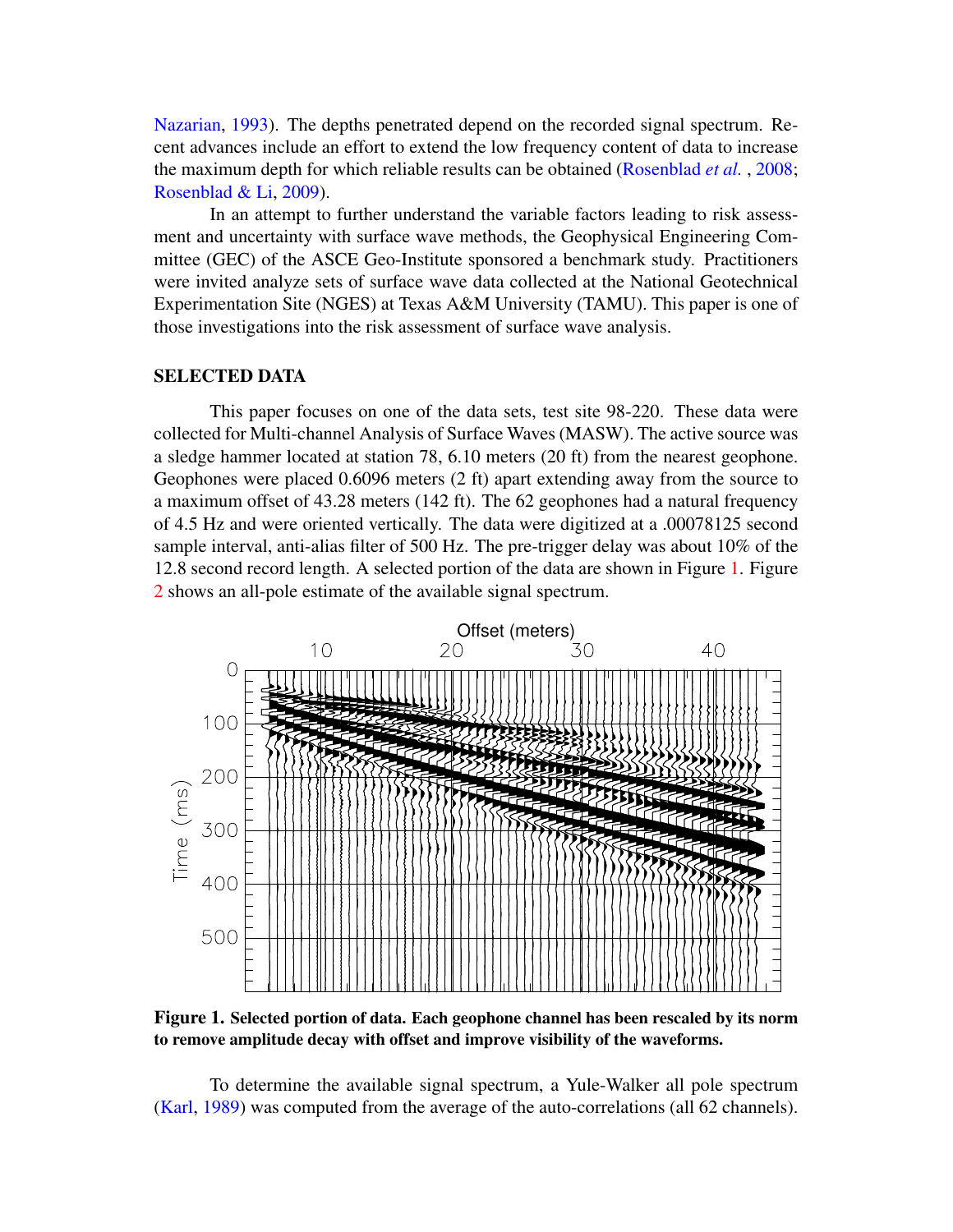Nazarian, 1993). The depths penetrated depend on the recorded signal spectrum. Recent advances include an effort to extend the low frequency content of data to increase the maximum depth for which reliable results can be obtained (Rosenblad *et al.* , 2008; Rosenblad & Li, 2009).

In an attempt to further understand the variable factors leading to risk assessment and uncertainty with surface wave methods, the Geophysical Engineering Committee (GEC) of the ASCE Geo-Institute sponsored a benchmark study. Practitioners were invited analyze sets of surface wave data collected at the National Geotechnical Experimentation Site (NGES) at Texas A&M University (TAMU). This paper is one of those investigations into the risk assessment of surface wave analysis.

## SELECTED DATA

This paper focuses on one of the data sets, test site 98-220. These data were collected for Multi-channel Analysis of Surface Waves (MASW). The active source was a sledge hammer located at station 78, 6.10 meters (20 ft) from the nearest geophone. Geophones were placed 0.6096 meters (2 ft) apart extending away from the source to a maximum offset of 43.28 meters (142 ft). The 62 geophones had a natural frequency of 4.5 Hz and were oriented vertically. The data were digitized at a .00078125 second sample interval, anti-alias filter of 500 Hz. The pre-trigger delay was about 10% of the 12.8 second record length. A selected portion of the data are shown in Figure 1. Figure 2 shows an all-pole estimate of the available signal spectrum.

**Figure 1. Selected portion of data. Each geophone channel has been rescaled by its norm to remove amplitude decay with offset and improve visibility of the waveforms.**

To determine the available signal spectrum, a Yule-Walker all pole spectrum (Karl, 1989) was computed from the average of the auto-correlations (all 62 channels).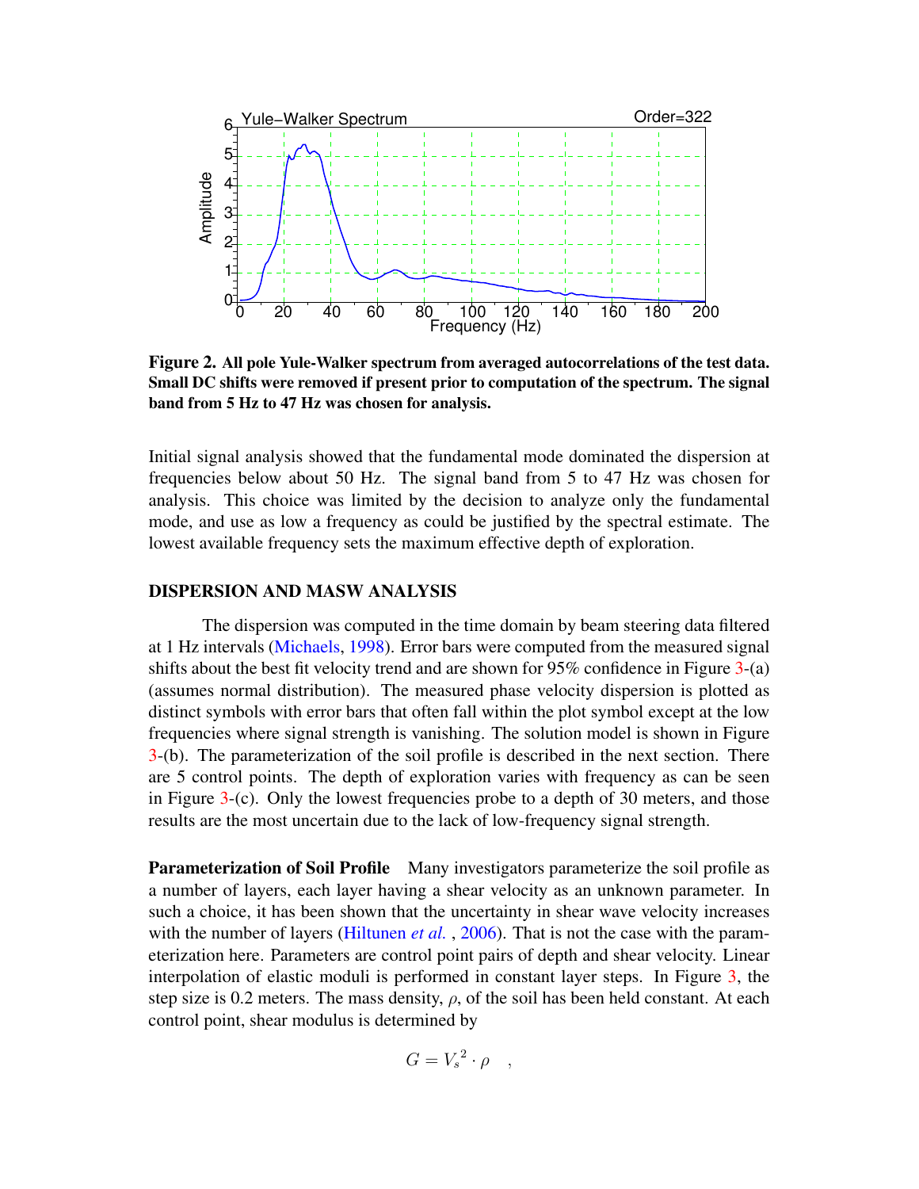**Figure 2. All pole Yule-Walker spectrum from averaged autocorrelations of the test data. Small DC shifts were removed if present prior to computation of the spectrum. The signal band from 5 Hz to 47 Hz was chosen for analysis.**

Initial signal analysis showed that the fundamental mode dominated the dispersion at frequencies below about 50 Hz. The signal band from 5 to 47 Hz was chosen for analysis. This choice was limited by the decision to analyze only the fundamental mode, and use as low a frequency as could be justified by the spectral estimate. The lowest available frequency sets the maximum effective depth of exploration.

## DISPERSION AND MASW ANALYSIS

The dispersion was computed in the time domain by beam steering data filtered at 1 Hz intervals (Michaels, 1998). Error bars were computed from the measured signal shifts about the best fit velocity trend and are shown for 95% confidence in Figure 3-(a) (assumes normal distribution). The measured phase velocity dispersion is plotted as distinct symbols with error bars that often fall within the plot symbol except at the low frequencies where signal strength is vanishing. The solution model is shown in Figure 3-(b). The parameterization of the soil profile is described in the next section. There are 5 control points. The depth of exploration varies with frequency as can be seen in Figure 3-(c). Only the lowest frequencies probe to a depth of 30 meters, and those results are the most uncertain due to the lack of low-frequency signal strength.

**Parameterization of Soil Profile** Many investigators parameterize the soil profile as a number of layers, each layer having a shear velocity as an unknown parameter. In such a choice, it has been shown that the uncertainty in shear wave velocity increases with the number of layers (Hiltunen *et al.* , 2006). That is not the case with the parameterization here. Parameters are control point pairs of depth and shear velocity. Linear interpolation of elastic moduli is performed in constant layer steps. In Figure 3, the step size is 0.2 meters. The mass density, $\rho$, of the soil has been held constant. At each control point, shear modulus is determined by

$$G = {V_s}^2 \cdot \rho \quad ,$$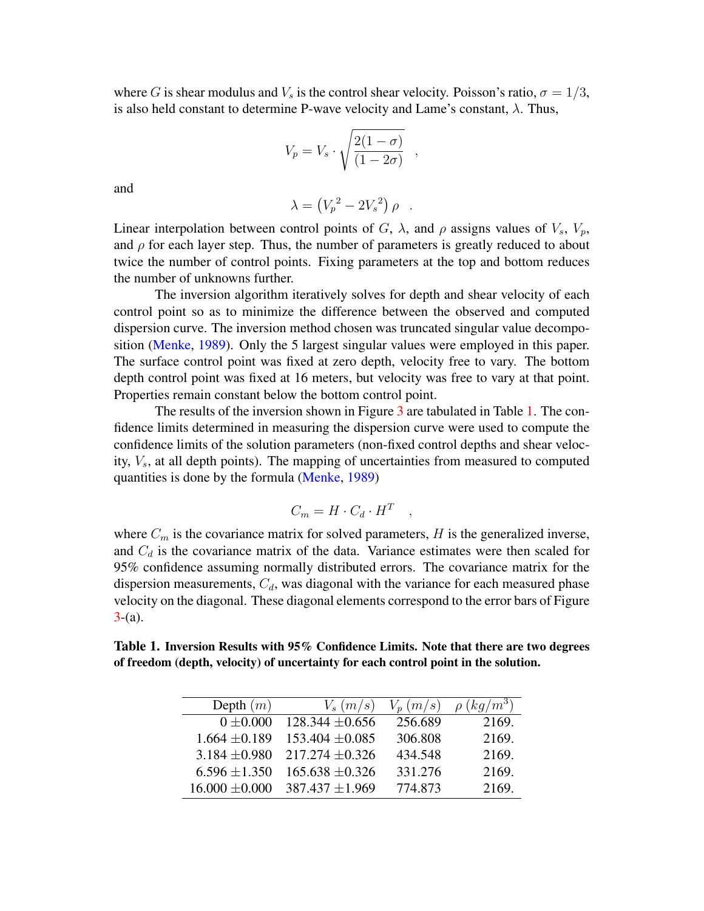where $G$ is shear modulus and $V_s$ is the control shear velocity. Poisson's ratio, $\sigma = 1/3$, is also held constant to determine P-wave velocity and Lame's constant, $\lambda$. Thus,

$$V_p = V_s \cdot \sqrt{\frac{2(1-\sigma)}{(1-2\sigma)}} \quad ,$$

and

$$\lambda = \left({V_p}^2 - 2{V_s}^2\right) \rho \quad .$$

Linear interpolation between control points of $G$, $\lambda$, and $\rho$ assigns values of $V_s$, $V_p$, and $\rho$ for each layer step. Thus, the number of parameters is greatly reduced to about twice the number of control points. Fixing parameters at the top and bottom reduces the number of unknowns further.

The inversion algorithm iteratively solves for depth and shear velocity of each control point so as to minimize the difference between the observed and computed dispersion curve. The inversion method chosen was truncated singular value decomposition (Menke, 1989). Only the 5 largest singular values were employed in this paper. The surface control point was fixed at zero depth, velocity free to vary. The bottom depth control point was fixed at 16 meters, but velocity was free to vary at that point. Properties remain constant below the bottom control point.

The results of the inversion shown in Figure 3 are tabulated in Table 1. The confidence limits determined in measuring the dispersion curve were used to compute the confidence limits of the solution parameters (non-fixed control depths and shear velocity, $V_s$, at all depth points). The mapping of uncertainties from measured to computed quantities is done by the formula (Menke, 1989)

$$C_m = H \cdot C_d \cdot H^T \quad ,$$

where $C_m$ is the covariance matrix for solved parameters, $H$ is the generalized inverse, and $C_d$ is the covariance matrix of the data. Variance estimates were then scaled for 95% confidence assuming normally distributed errors. The covariance matrix for the dispersion measurements, $C_d$, was diagonal with the variance for each measured phase velocity on the diagonal. These diagonal elements correspond to the error bars of Figure 3-(a).

**Table 1. Inversion Results with 95% Confidence Limits. Note that there are two degrees of freedom (depth, velocity) of uncertainty for each control point in the solution.**

| Depth $(m)$ | $V_s$ $(m/s)$ | $V_p$ $(m/s)$ | $\rho$ $(kg/m^3)$ |
|---|---|---|---|
| 0 $\pm$0.000 | 128.344 $\pm$0.656 | 256.689 | 2169. |
| 1.664 $\pm$0.189 | 153.404 $\pm$0.085 | 306.808 | 2169. |
| 3.184 $\pm$0.980 | 217.274 $\pm$0.326 | 434.548 | 2169. |
| 6.596 $\pm$1.350 | 165.638 $\pm$0.326 | 331.276 | 2169. |
| 16.000 $\pm$0.000 | 387.437 $\pm$1.969 | 774.873 | 2169. |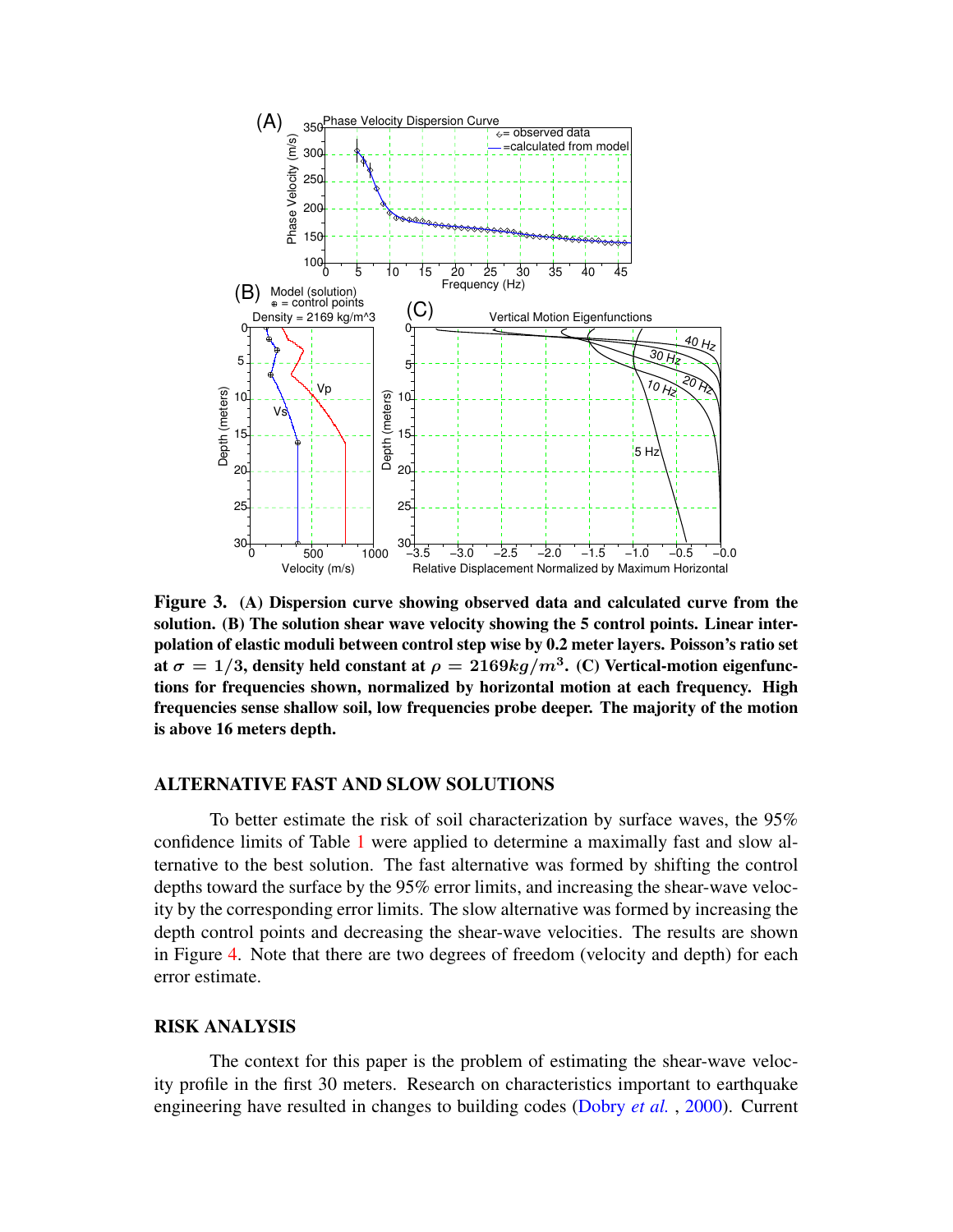**Figure 3. (A) Dispersion curve showing observed data and calculated curve from the solution. (B) The solution shear wave velocity showing the 5 control points. Linear interpolation of elastic moduli between control step wise by 0.2 meter layers. Poisson's ratio set at $\sigma = 1/3$, density held constant at $\rho = 2169 kg/m^3$. (C) Vertical-motion eigenfunctions for frequencies shown, normalized by horizontal motion at each frequency. High frequencies sense shallow soil, low frequencies probe deeper. The majority of the motion is above 16 meters depth.**

## ALTERNATIVE FAST AND SLOW SOLUTIONS

To better estimate the risk of soil characterization by surface waves, the 95% confidence limits of Table 1 were applied to determine a maximally fast and slow alternative to the best solution. The fast alternative was formed by shifting the control depths toward the surface by the 95% error limits, and increasing the shear-wave velocity by the corresponding error limits. The slow alternative was formed by increasing the depth control points and decreasing the shear-wave velocities. The results are shown in Figure 4. Note that there are two degrees of freedom (velocity and depth) for each error estimate.

## RISK ANALYSIS

The context for this paper is the problem of estimating the shear-wave velocity profile in the first 30 meters. Research on characteristics important to earthquake engineering have resulted in changes to building codes (Dobry *et al.* , 2000). Current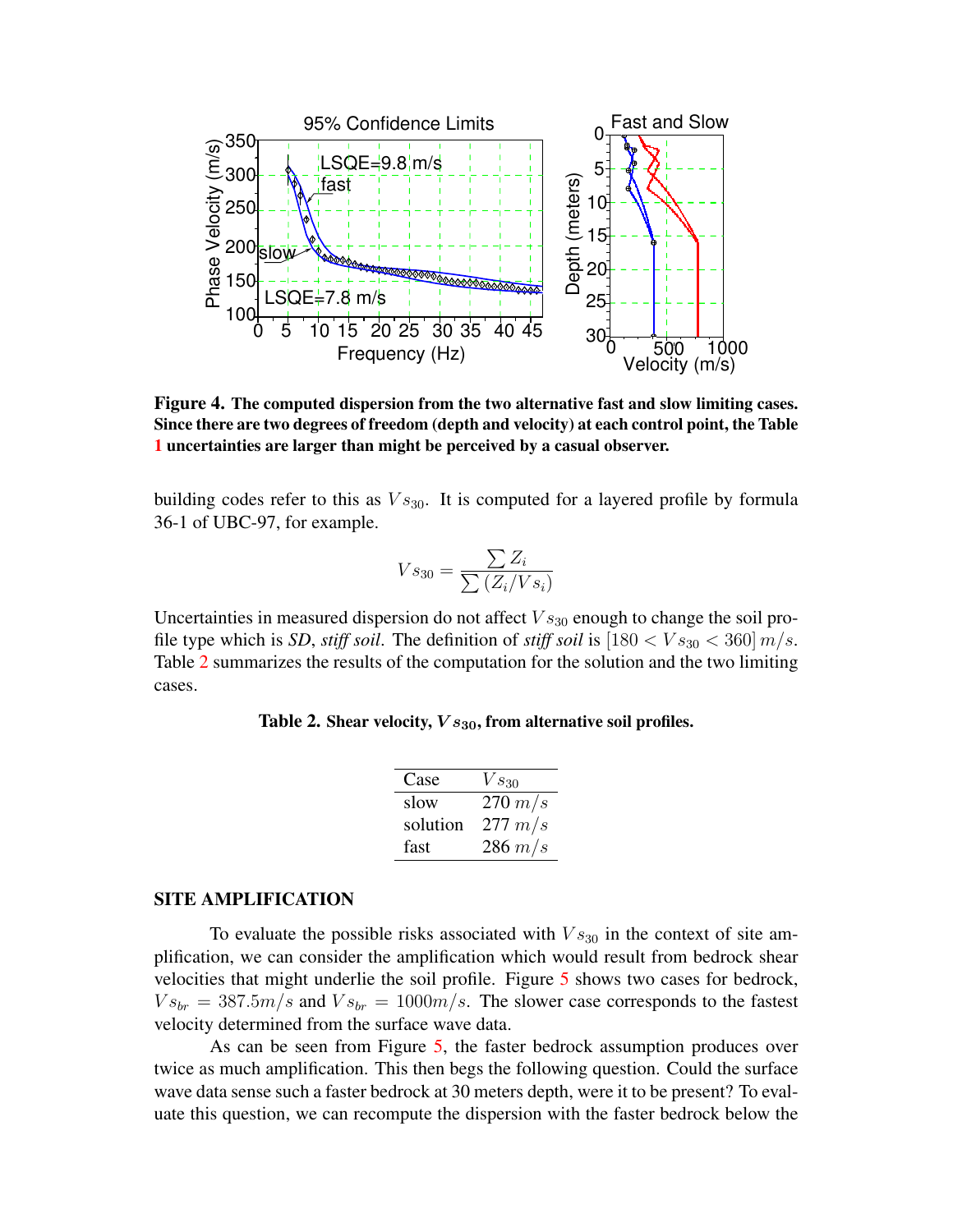**Figure 4. The computed dispersion from the two alternative fast and slow limiting cases. Since there are two degrees of freedom (depth and velocity) at each control point, the Table 1 uncertainties are larger than might be perceived by a casual observer.**

building codes refer to this as $Vs_{30}$. It is computed for a layered profile by formula 36-1 of UBC-97, for example.

$$Vs_{30} = \frac{\sum Z_i}{\sum (Z_i/Vs_i)}$$

Uncertainties in measured dispersion do not affect $Vs_{30}$ enough to change the soil profile type which is *SD*, *stiff soil*. The definition of *stiff soil* is $[180 < Vs_{30} < 360]\ m/s$. Table 2 summarizes the results of the computation for the solution and the two limiting cases.

**Table 2. Shear velocity, $Vs_{30}$, from alternative soil profiles.**

| Case | $Vs_{30}$ |
|---|---|
| slow | $270\ m/s$ |
| solution | $277\ m/s$ |
| fast | $286\ m/s$ |

## SITE AMPLIFICATION

To evaluate the possible risks associated with $Vs_{30}$ in the context of site amplification, we can consider the amplification which would result from bedrock shear velocities that might underlie the soil profile. Figure 5 shows two cases for bedrock, $Vs_{br} = 387.5 m/s$ and $Vs_{br} = 1000 m/s$. The slower case corresponds to the fastest velocity determined from the surface wave data.

As can be seen from Figure 5, the faster bedrock assumption produces over twice as much amplification. This then begs the following question. Could the surface wave data sense such a faster bedrock at 30 meters depth, were it to be present? To evaluate this question, we can recompute the dispersion with the faster bedrock below the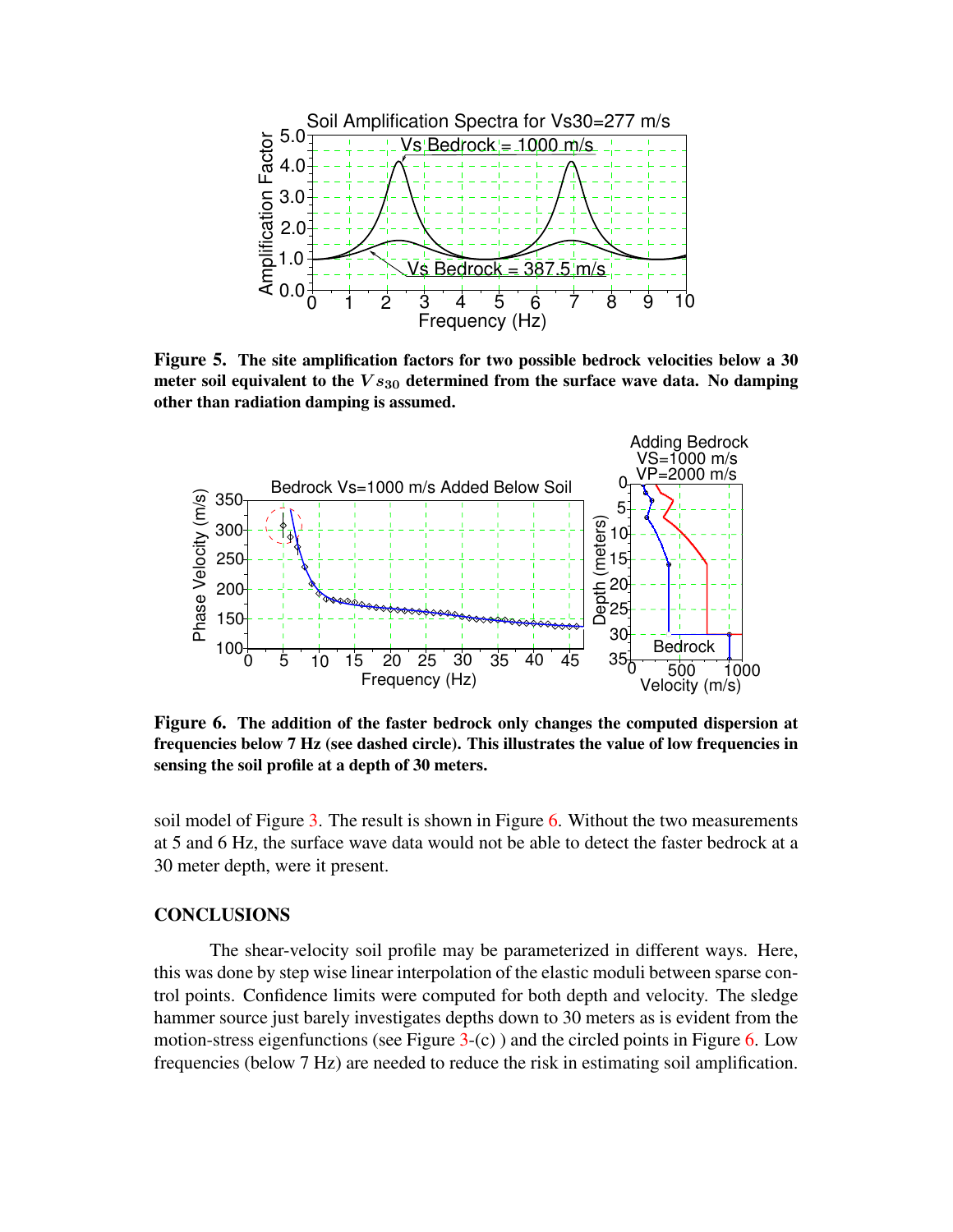**Figure 5. The site amplification factors for two possible bedrock velocities below a 30 meter soil equivalent to the $Vs_{30}$ determined from the surface wave data. No damping other than radiation damping is assumed.**

**Figure 6. The addition of the faster bedrock only changes the computed dispersion at frequencies below 7 Hz (see dashed circle). This illustrates the value of low frequencies in sensing the soil profile at a depth of 30 meters.**

soil model of Figure 3. The result is shown in Figure 6. Without the two measurements at 5 and 6 Hz, the surface wave data would not be able to detect the faster bedrock at a 30 meter depth, were it present.

## CONCLUSIONS

The shear-velocity soil profile may be parameterized in different ways. Here, this was done by step wise linear interpolation of the elastic moduli between sparse control points. Confidence limits were computed for both depth and velocity. The sledge hammer source just barely investigates depths down to 30 meters as is evident from the motion-stress eigenfunctions (see Figure 3-(c) ) and the circled points in Figure 6. Low frequencies (below 7 Hz) are needed to reduce the risk in estimating soil amplification.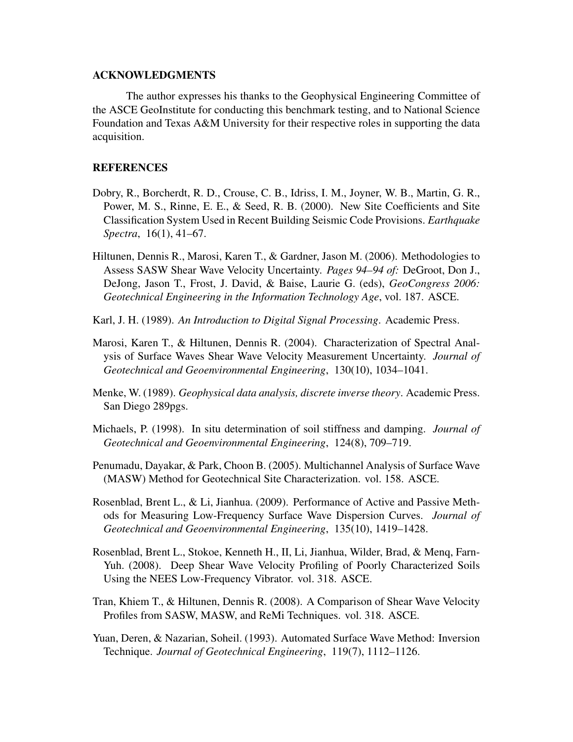## ACKNOWLEDGMENTS

The author expresses his thanks to the Geophysical Engineering Committee of the ASCE GeoInstitute for conducting this benchmark testing, and to National Science Foundation and Texas A&M University for their respective roles in supporting the data acquisition.

## REFERENCES

Dobry, R., Borcherdt, R. D., Crouse, C. B., Idriss, I. M., Joyner, W. B., Martin, G. R., Power, M. S., Rinne, E. E., & Seed, R. B. (2000). New Site Coefficients and Site Classification System Used in Recent Building Seismic Code Provisions. *Earthquake Spectra*, 16(1), 41–67.

Hiltunen, Dennis R., Marosi, Karen T., & Gardner, Jason M. (2006). Methodologies to Assess SASW Shear Wave Velocity Uncertainty. *Pages 94–94 of:* DeGroot, Don J., DeJong, Jason T., Frost, J. David, & Baise, Laurie G. (eds), *GeoCongress 2006: Geotechnical Engineering in the Information Technology Age*, vol. 187. ASCE.

Karl, J. H. (1989). *An Introduction to Digital Signal Processing*. Academic Press.

Marosi, Karen T., & Hiltunen, Dennis R. (2004). Characterization of Spectral Analysis of Surface Waves Shear Wave Velocity Measurement Uncertainty. *Journal of Geotechnical and Geoenvironmental Engineering*, 130(10), 1034–1041.

Menke, W. (1989). *Geophysical data analysis, discrete inverse theory*. Academic Press. San Diego 289pgs.

Michaels, P. (1998). In situ determination of soil stiffness and damping. *Journal of Geotechnical and Geoenvironmental Engineering*, 124(8), 709–719.

Penumadu, Dayakar, & Park, Choon B. (2005). Multichannel Analysis of Surface Wave (MASW) Method for Geotechnical Site Characterization. vol. 158. ASCE.

Rosenblad, Brent L., & Li, Jianhua. (2009). Performance of Active and Passive Methods for Measuring Low-Frequency Surface Wave Dispersion Curves. *Journal of Geotechnical and Geoenvironmental Engineering*, 135(10), 1419–1428.

Rosenblad, Brent L., Stokoe, Kenneth H., II, Li, Jianhua, Wilder, Brad, & Menq, Farn-Yuh. (2008). Deep Shear Wave Velocity Profiling of Poorly Characterized Soils Using the NEES Low-Frequency Vibrator. vol. 318. ASCE.

Tran, Khiem T., & Hiltunen, Dennis R. (2008). A Comparison of Shear Wave Velocity Profiles from SASW, MASW, and ReMi Techniques. vol. 318. ASCE.

Yuan, Deren, & Nazarian, Soheil. (1993). Automated Surface Wave Method: Inversion Technique. *Journal of Geotechnical Engineering*, 119(7), 1112–1126.